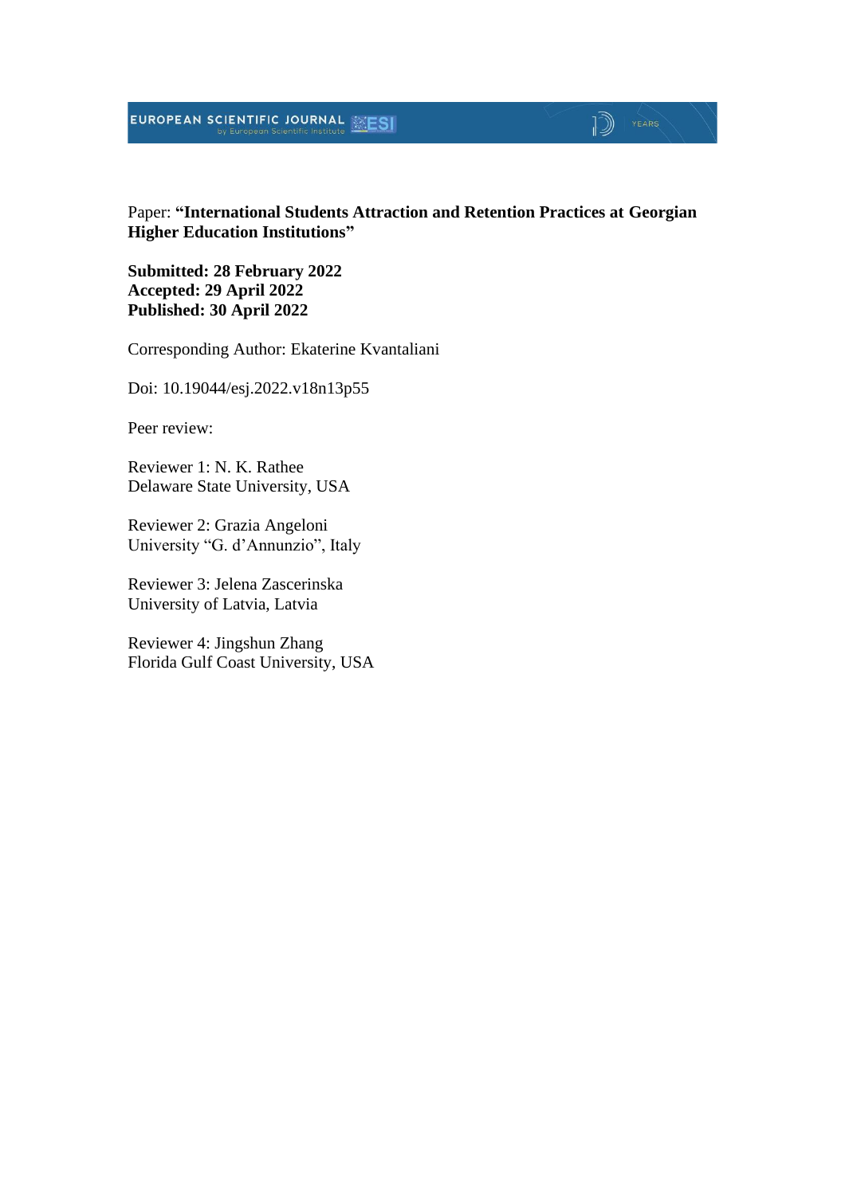Paper: **"International Students Attraction and Retention Practices at Georgian Higher Education Institutions"**

**Submitted: 28 February 2022**
**Accepted: 29 April 2022**
**Published: 30 April 2022**

Corresponding Author: Ekaterine Kvantaliani

Doi: 10.19044/esj.2022.v18n13p55

Peer review:

Reviewer 1: N. K. Rathee
Delaware State University, USA

Reviewer 2: Grazia Angeloni
University "G. d'Annunzio", Italy

Reviewer 3: Jelena Zascerinska
University of Latvia, Latvia

Reviewer 4: Jingshun Zhang
Florida Gulf Coast University, USA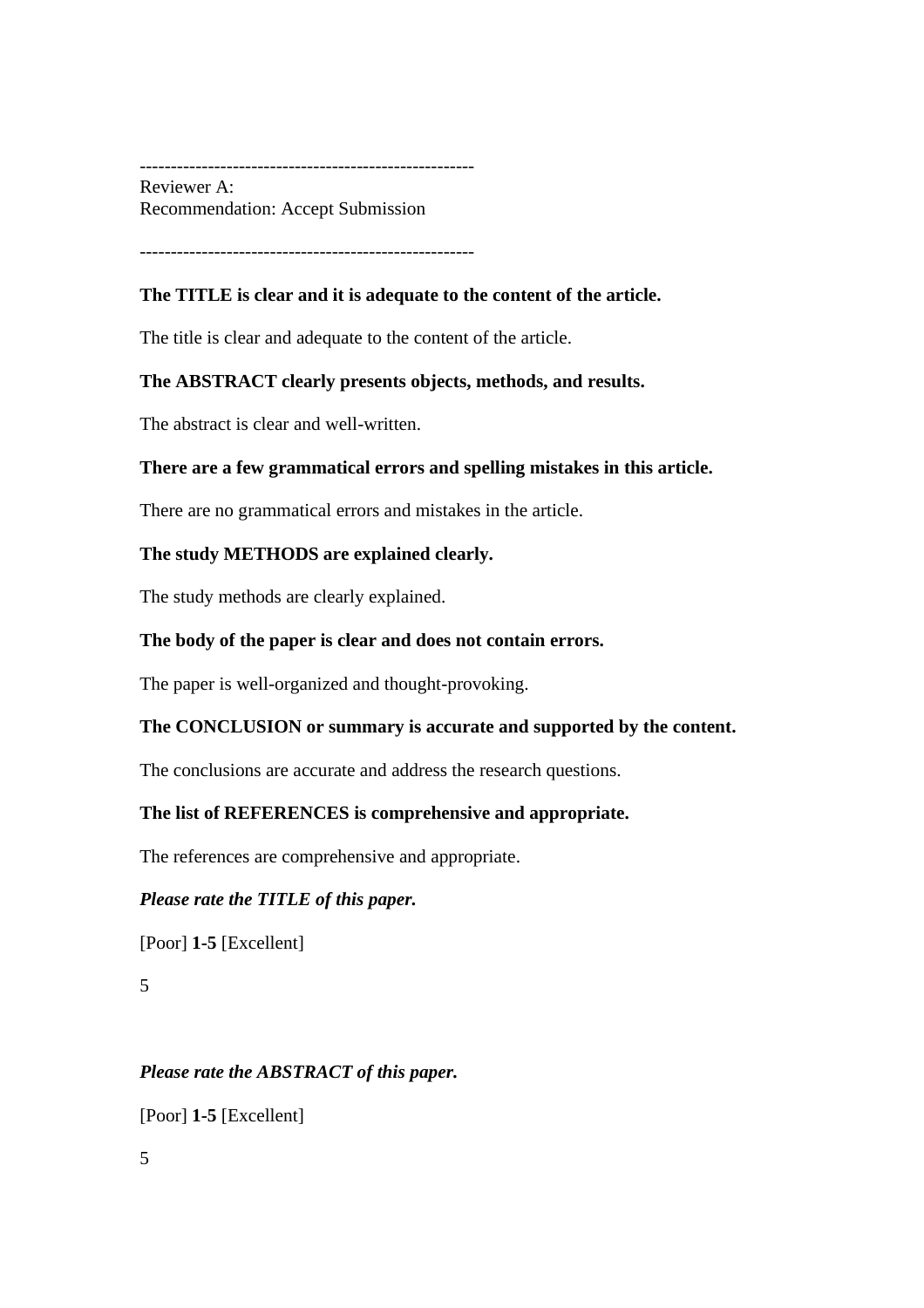-----------------------------------------------------
Reviewer A:
Recommendation: Accept Submission

-----------------------------------------------------

**The TITLE is clear and it is adequate to the content of the article.**

The title is clear and adequate to the content of the article.

**The ABSTRACT clearly presents objects, methods, and results.**

The abstract is clear and well-written.

**There are a few grammatical errors and spelling mistakes in this article.**

There are no grammatical errors and mistakes in the article.

**The study METHODS are explained clearly.**

The study methods are clearly explained.

**The body of the paper is clear and does not contain errors.**

The paper is well-organized and thought-provoking.

**The CONCLUSION or summary is accurate and supported by the content.**

The conclusions are accurate and address the research questions.

**The list of REFERENCES is comprehensive and appropriate.**

The references are comprehensive and appropriate.

***Please rate the TITLE of this paper.***

[Poor] **1-5** [Excellent]

5

***Please rate the ABSTRACT of this paper.***

[Poor] **1-5** [Excellent]

5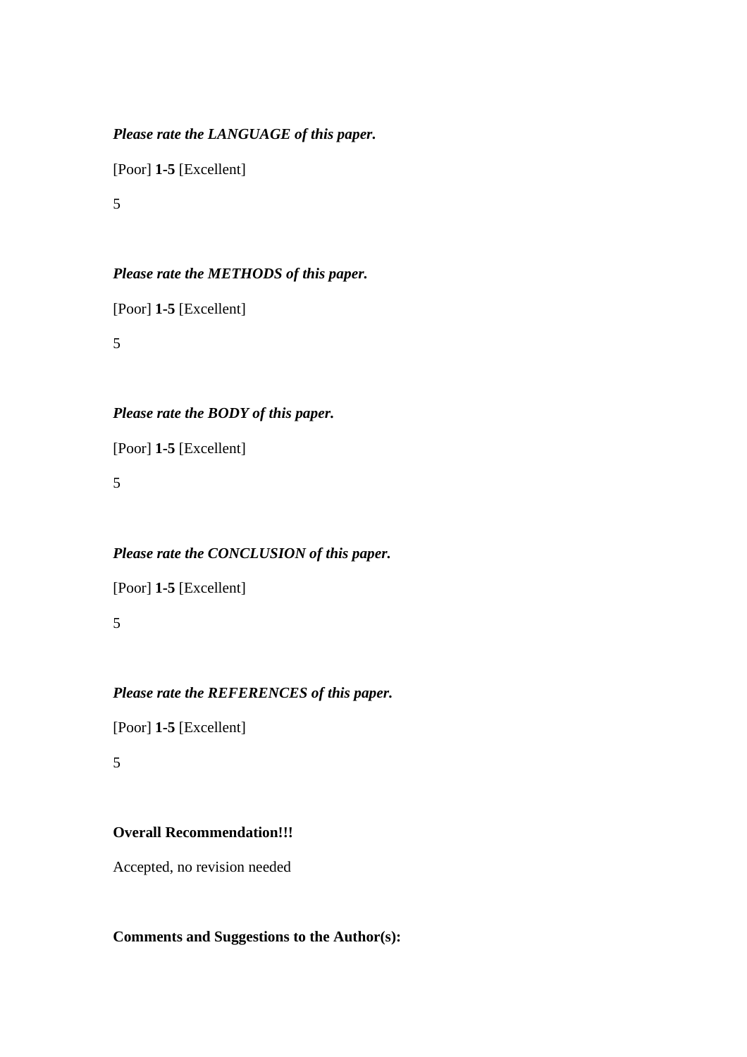***Please rate the LANGUAGE of this paper.***

[Poor] **1-5** [Excellent]

5

***Please rate the METHODS of this paper.***

[Poor] **1-5** [Excellent]

5

***Please rate the BODY of this paper.***

[Poor] **1-5** [Excellent]

5

***Please rate the CONCLUSION of this paper.***

[Poor] **1-5** [Excellent]

5

***Please rate the REFERENCES of this paper.***

[Poor] **1-5** [Excellent]

5

**Overall Recommendation!!!**

Accepted, no revision needed

**Comments and Suggestions to the Author(s):**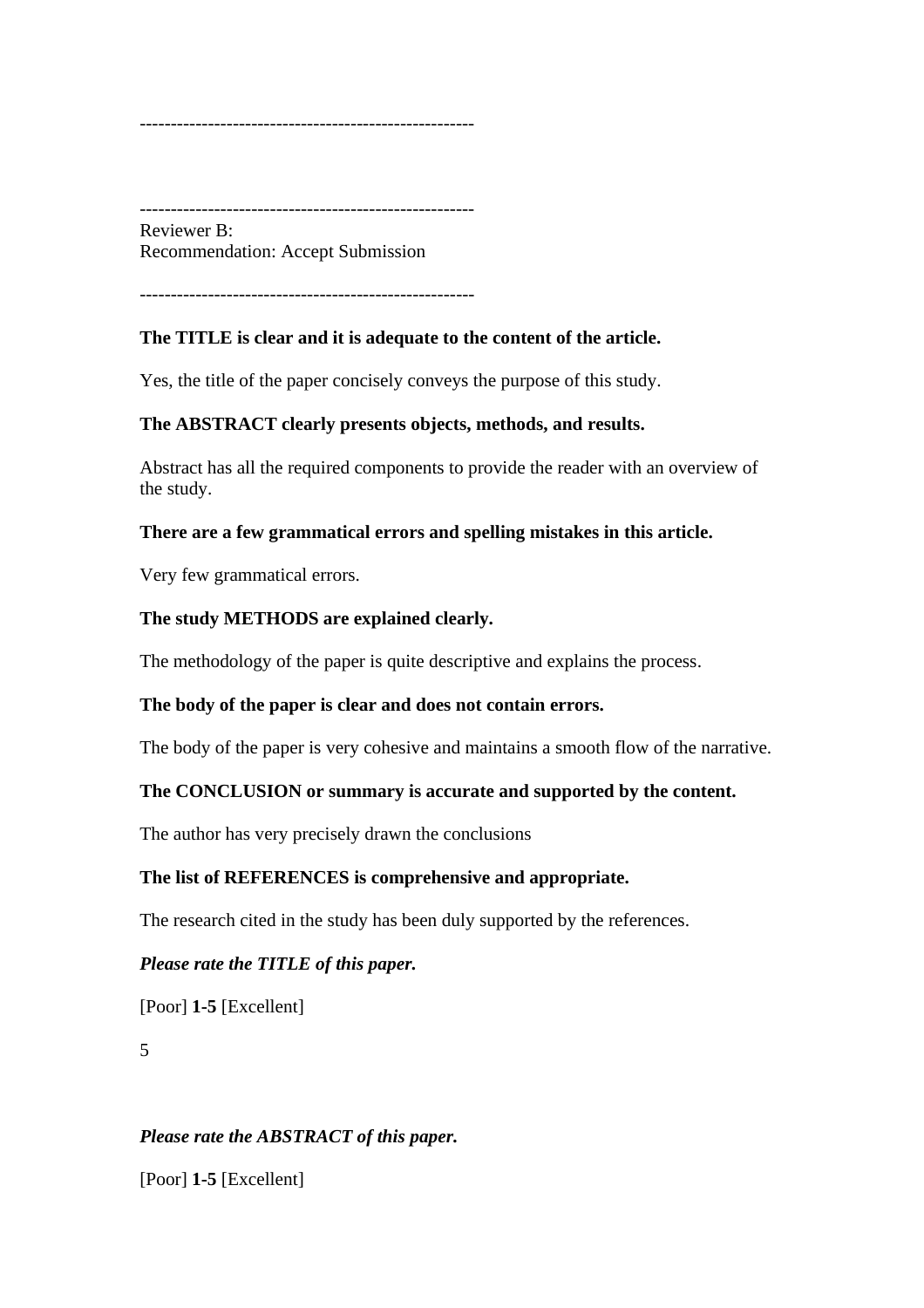-----------------------------------------------------

-----------------------------------------------------
Reviewer B:
Recommendation: Accept Submission

-----------------------------------------------------

**The TITLE is clear and it is adequate to the content of the article.**

Yes, the title of the paper concisely conveys the purpose of this study.

**The ABSTRACT clearly presents objects, methods, and results.**

Abstract has all the required components to provide the reader with an overview of the study.

**There are a few grammatical errors and spelling mistakes in this article.**

Very few grammatical errors.

**The study METHODS are explained clearly.**

The methodology of the paper is quite descriptive and explains the process.

**The body of the paper is clear and does not contain errors.**

The body of the paper is very cohesive and maintains a smooth flow of the narrative.

**The CONCLUSION or summary is accurate and supported by the content.**

The author has very precisely drawn the conclusions

**The list of REFERENCES is comprehensive and appropriate.**

The research cited in the study has been duly supported by the references.

***Please rate the TITLE of this paper.***

[Poor] **1-5** [Excellent]

5

***Please rate the ABSTRACT of this paper.***

[Poor] **1-5** [Excellent]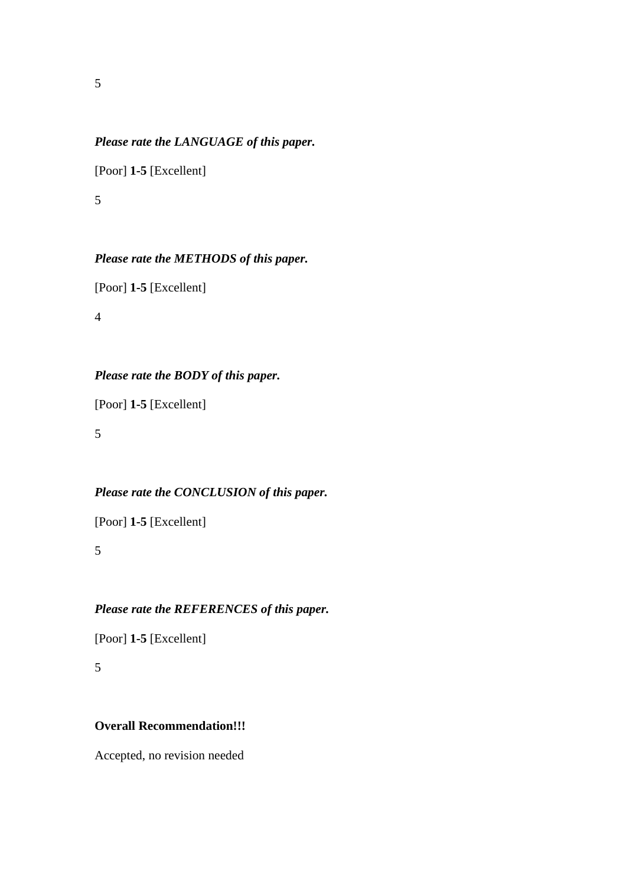5

***Please rate the LANGUAGE of this paper.***

[Poor] **1-5** [Excellent]

5

***Please rate the METHODS of this paper.***

[Poor] **1-5** [Excellent]

4

***Please rate the BODY of this paper.***

[Poor] **1-5** [Excellent]

5

***Please rate the CONCLUSION of this paper.***

[Poor] **1-5** [Excellent]

5

***Please rate the REFERENCES of this paper.***

[Poor] **1-5** [Excellent]

5

**Overall Recommendation!!!**

Accepted, no revision needed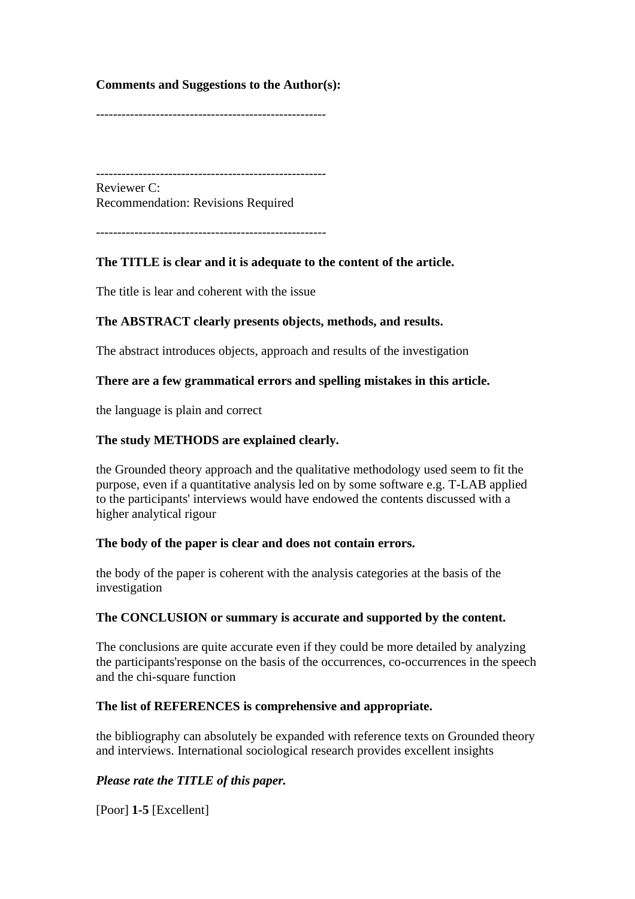**Comments and Suggestions to the Author(s):**

-----------------------------------------------------

-----------------------------------------------------

Reviewer C:
Recommendation: Revisions Required

-----------------------------------------------------

**The TITLE is clear and it is adequate to the content of the article.**

The title is lear and coherent with the issue

**The ABSTRACT clearly presents objects, methods, and results.**

The abstract introduces objects, approach and results of the investigation

**There are a few grammatical errors and spelling mistakes in this article.**

the language is plain and correct

**The study METHODS are explained clearly.**

the Grounded theory approach and the qualitative methodology used seem to fit the purpose, even if a quantitative analysis led on by some software e.g. T-LAB applied to the participants' interviews would have endowed the contents discussed with a higher analytical rigour

**The body of the paper is clear and does not contain errors.**

the body of the paper is coherent with the analysis categories at the basis of the investigation

**The CONCLUSION or summary is accurate and supported by the content.**

The conclusions are quite accurate even if they could be more detailed by analyzing the participants'response on the basis of the occurrences, co-occurrences in the speech and the chi-square function

**The list of REFERENCES is comprehensive and appropriate.**

the bibliography can absolutely be expanded with reference texts on Grounded theory and interviews. International sociological research provides excellent insights

***Please rate the TITLE of this paper.***

[Poor] **1-5** [Excellent]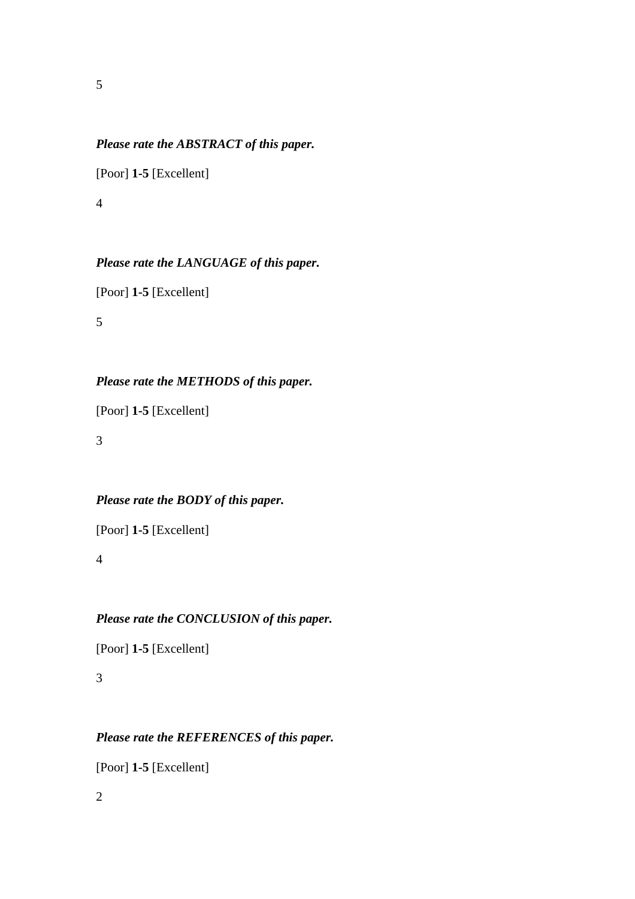5

***Please rate the ABSTRACT of this paper.***

[Poor] **1-5** [Excellent]

4

***Please rate the LANGUAGE of this paper.***

[Poor] **1-5** [Excellent]

5

***Please rate the METHODS of this paper.***

[Poor] **1-5** [Excellent]

3

***Please rate the BODY of this paper.***

[Poor] **1-5** [Excellent]

4

***Please rate the CONCLUSION of this paper.***

[Poor] **1-5** [Excellent]

3

***Please rate the REFERENCES of this paper.***

[Poor] **1-5** [Excellent]

2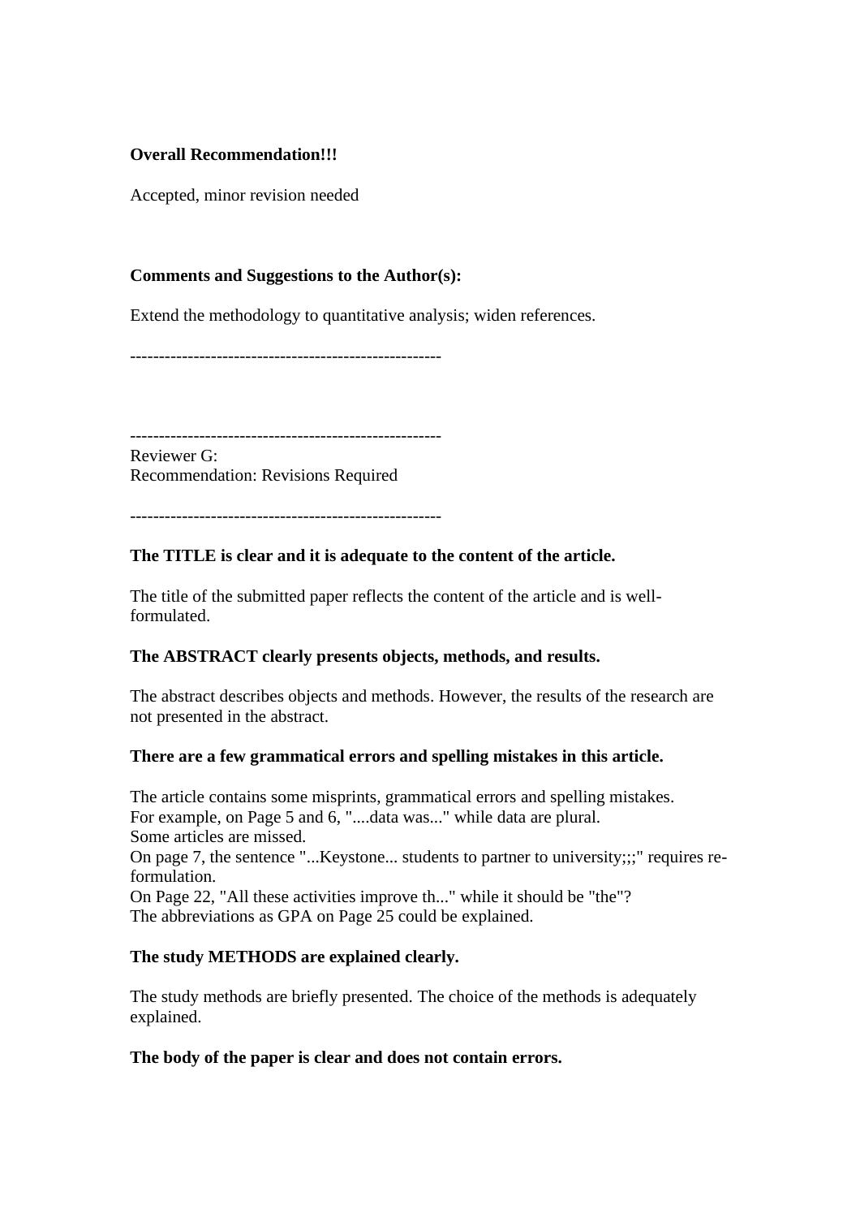**Overall Recommendation!!!**

Accepted, minor revision needed

**Comments and Suggestions to the Author(s):**

Extend the methodology to quantitative analysis; widen references.

-----------------------------------------------------

-----------------------------------------------------
Reviewer G:
Recommendation: Revisions Required

-----------------------------------------------------

**The TITLE is clear and it is adequate to the content of the article.**

The title of the submitted paper reflects the content of the article and is well-formulated.

**The ABSTRACT clearly presents objects, methods, and results.**

The abstract describes objects and methods. However, the results of the research are not presented in the abstract.

**There are a few grammatical errors and spelling mistakes in this article.**

The article contains some misprints, grammatical errors and spelling mistakes.
For example, on Page 5 and 6, "....data was..." while data are plural.
Some articles are missed.
On page 7, the sentence "...Keystone... students to partner to university;;;" requires re-formulation.
On Page 22, "All these activities improve th..." while it should be "the"?
The abbreviations as GPA on Page 25 could be explained.

**The study METHODS are explained clearly.**

The study methods are briefly presented. The choice of the methods is adequately explained.

**The body of the paper is clear and does not contain errors.**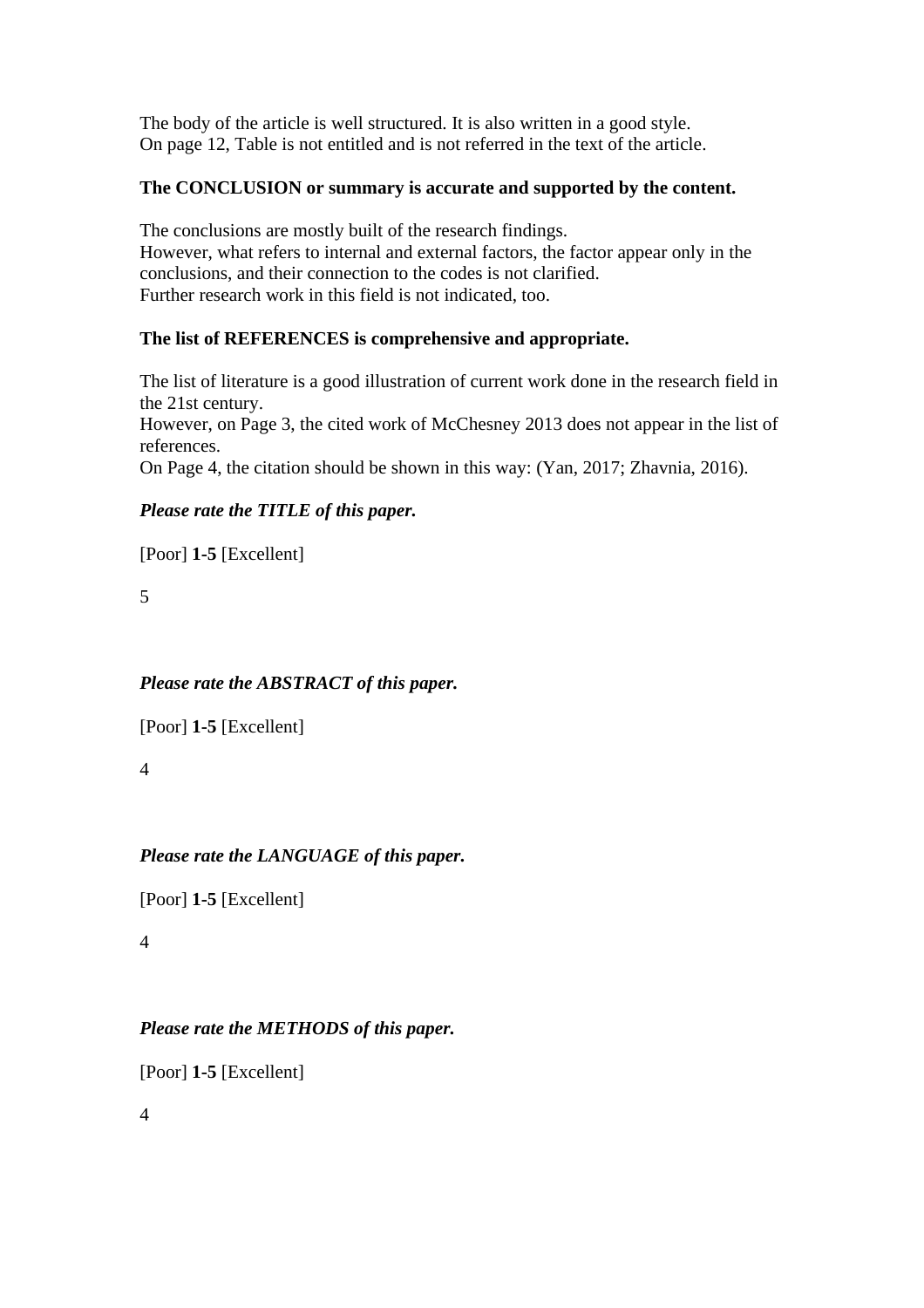The body of the article is well structured. It is also written in a good style.
On page 12, Table is not entitled and is not referred in the text of the article.

**The CONCLUSION or summary is accurate and supported by the content.**

The conclusions are mostly built of the research findings.
However, what refers to internal and external factors, the factor appear only in the conclusions, and their connection to the codes is not clarified.
Further research work in this field is not indicated, too.

**The list of REFERENCES is comprehensive and appropriate.**

The list of literature is a good illustration of current work done in the research field in the 21st century.
However, on Page 3, the cited work of McChesney 2013 does not appear in the list of references.
On Page 4, the citation should be shown in this way: (Yan, 2017; Zhavnia, 2016).

***Please rate the TITLE of this paper.***

[Poor] **1-5** [Excellent]

5

***Please rate the ABSTRACT of this paper.***

[Poor] **1-5** [Excellent]

4

***Please rate the LANGUAGE of this paper.***

[Poor] **1-5** [Excellent]

4

***Please rate the METHODS of this paper.***

[Poor] **1-5** [Excellent]

4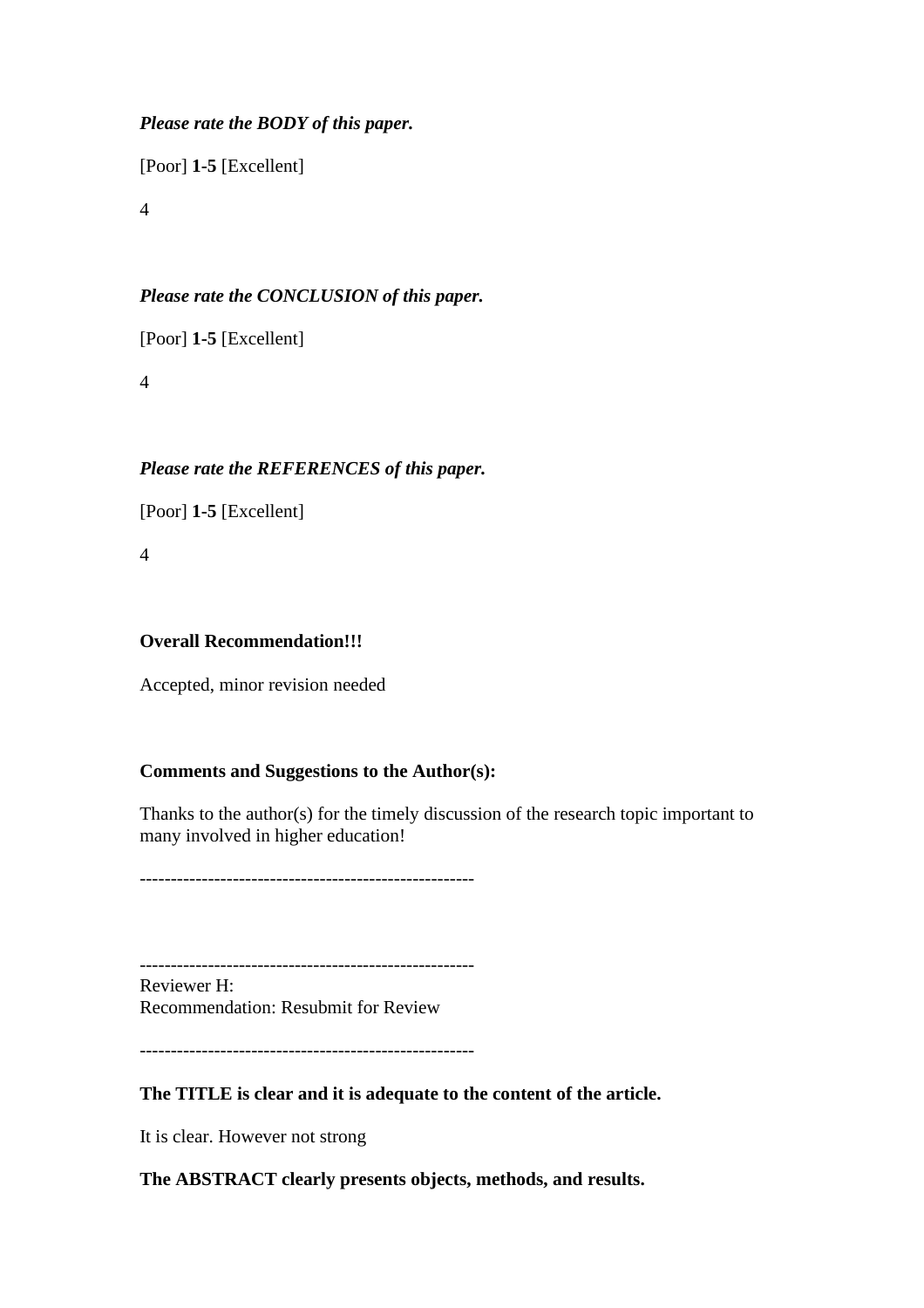***Please rate the BODY of this paper.***

[Poor] **1-5** [Excellent]

4

***Please rate the CONCLUSION of this paper.***

[Poor] **1-5** [Excellent]

4

***Please rate the REFERENCES of this paper.***

[Poor] **1-5** [Excellent]

4

**Overall Recommendation!!!**

Accepted, minor revision needed

**Comments and Suggestions to the Author(s):**

Thanks to the author(s) for the timely discussion of the research topic important to many involved in higher education!

------------------------------------------------------

------------------------------------------------------

Reviewer H:
Recommendation: Resubmit for Review

------------------------------------------------------

**The TITLE is clear and it is adequate to the content of the article.**

It is clear. However not strong

**The ABSTRACT clearly presents objects, methods, and results.**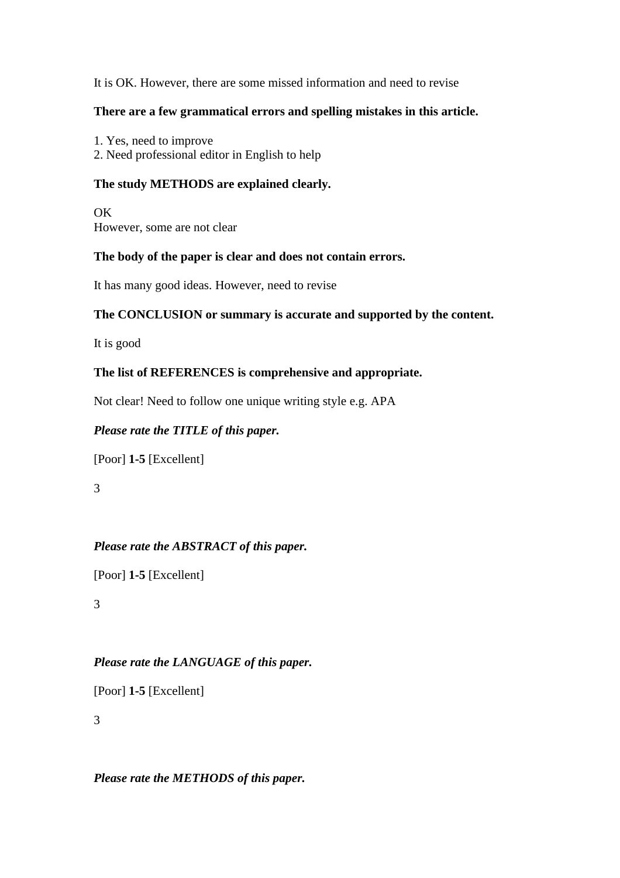It is OK. However, there are some missed information and need to revise

**There are a few grammatical errors and spelling mistakes in this article.**

1. Yes, need to improve
2. Need professional editor in English to help

**The study METHODS are explained clearly.**

OK
However, some are not clear

**The body of the paper is clear and does not contain errors.**

It has many good ideas. However, need to revise

**The CONCLUSION or summary is accurate and supported by the content.**

It is good

**The list of REFERENCES is comprehensive and appropriate.**

Not clear! Need to follow one unique writing style e.g. APA

***Please rate the TITLE of this paper.***

[Poor] **1-5** [Excellent]

3

***Please rate the ABSTRACT of this paper.***

[Poor] **1-5** [Excellent]

3

***Please rate the LANGUAGE of this paper.***

[Poor] **1-5** [Excellent]

3

***Please rate the METHODS of this paper.***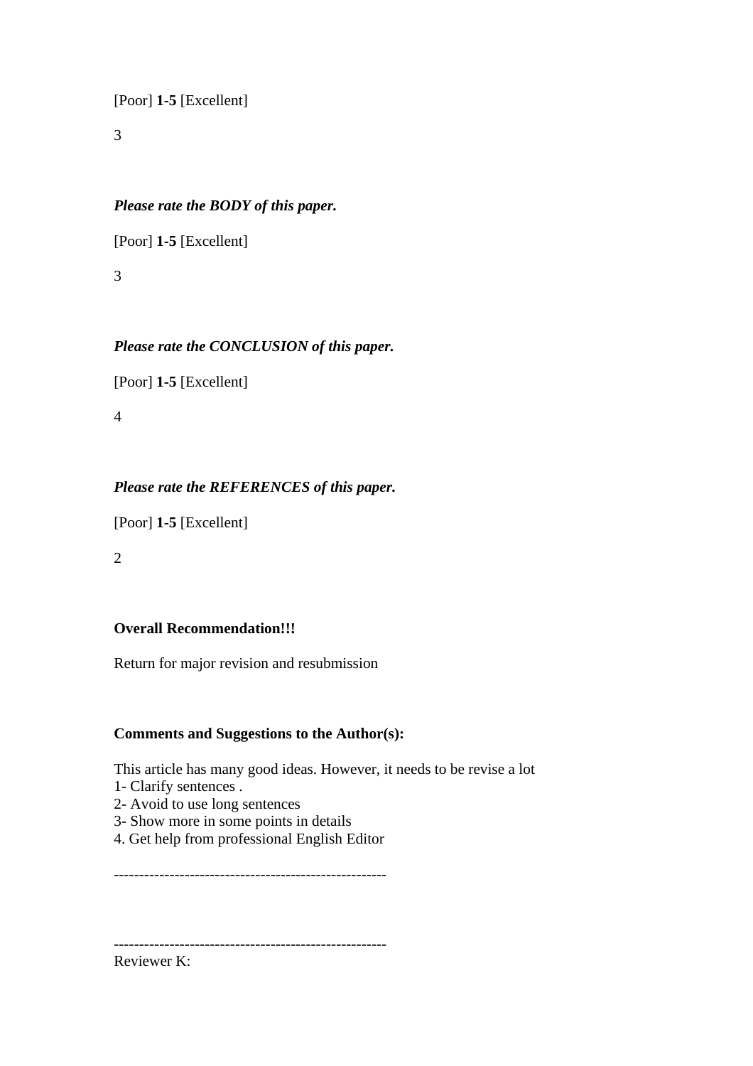[Poor] **1-5** [Excellent]

3

***Please rate the BODY of this paper.***

[Poor] **1-5** [Excellent]

3

***Please rate the CONCLUSION of this paper.***

[Poor] **1-5** [Excellent]

4

***Please rate the REFERENCES of this paper.***

[Poor] **1-5** [Excellent]

2

**Overall Recommendation!!!**

Return for major revision and resubmission

**Comments and Suggestions to the Author(s):**

This article has many good ideas. However, it needs to be revise a lot
1- Clarify sentences .
2- Avoid to use long sentences
3- Show more in some points in details
4. Get help from professional English Editor

------------------------------------------------------

------------------------------------------------------
Reviewer K: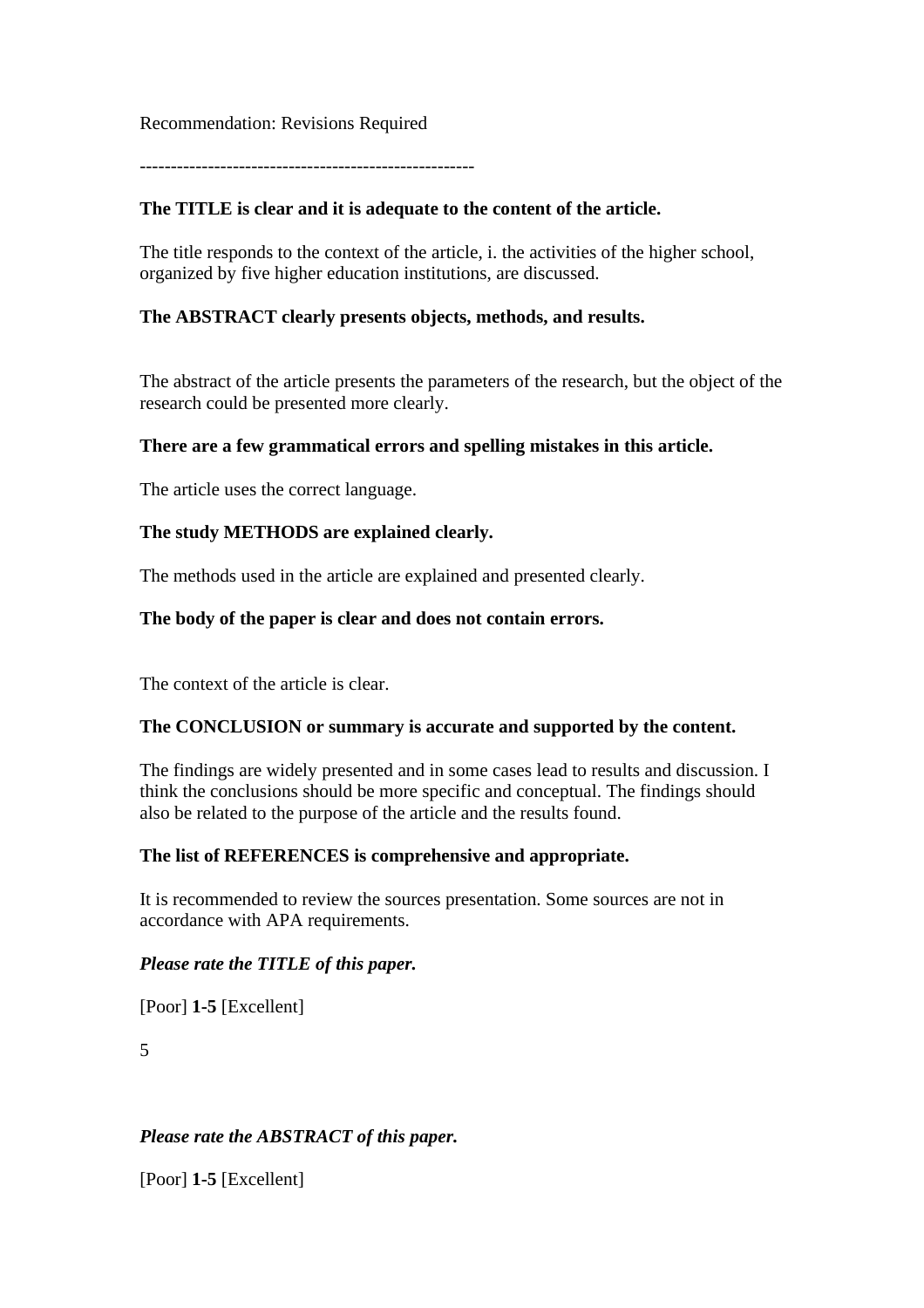Recommendation: Revisions Required

-----------------------------------------------------

**The TITLE is clear and it is adequate to the content of the article.**

The title responds to the context of the article, i. the activities of the higher school, organized by five higher education institutions, are discussed.

**The ABSTRACT clearly presents objects, methods, and results.**

The abstract of the article presents the parameters of the research, but the object of the research could be presented more clearly.

**There are a few grammatical errors and spelling mistakes in this article.**

The article uses the correct language.

**The study METHODS are explained clearly.**

The methods used in the article are explained and presented clearly.

**The body of the paper is clear and does not contain errors.**

The context of the article is clear.

**The CONCLUSION or summary is accurate and supported by the content.**

The findings are widely presented and in some cases lead to results and discussion. I think the conclusions should be more specific and conceptual. The findings should also be related to the purpose of the article and the results found.

**The list of REFERENCES is comprehensive and appropriate.**

It is recommended to review the sources presentation. Some sources are not in accordance with APA requirements.

***Please rate the TITLE of this paper.***

[Poor] **1-5** [Excellent]

5

***Please rate the ABSTRACT of this paper.***

[Poor] **1-5** [Excellent]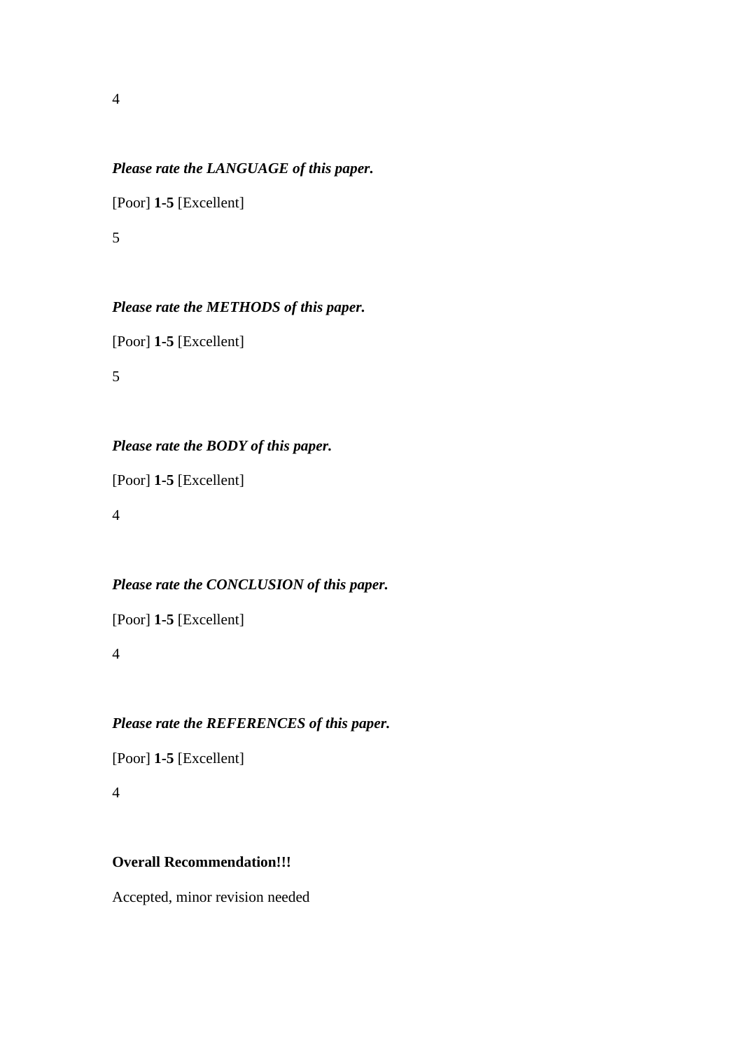4

***Please rate the LANGUAGE of this paper.***

[Poor] **1-5** [Excellent]

5

***Please rate the METHODS of this paper.***

[Poor] **1-5** [Excellent]

5

***Please rate the BODY of this paper.***

[Poor] **1-5** [Excellent]

4

***Please rate the CONCLUSION of this paper.***

[Poor] **1-5** [Excellent]

4

***Please rate the REFERENCES of this paper.***

[Poor] **1-5** [Excellent]

4

**Overall Recommendation!!!**

Accepted, minor revision needed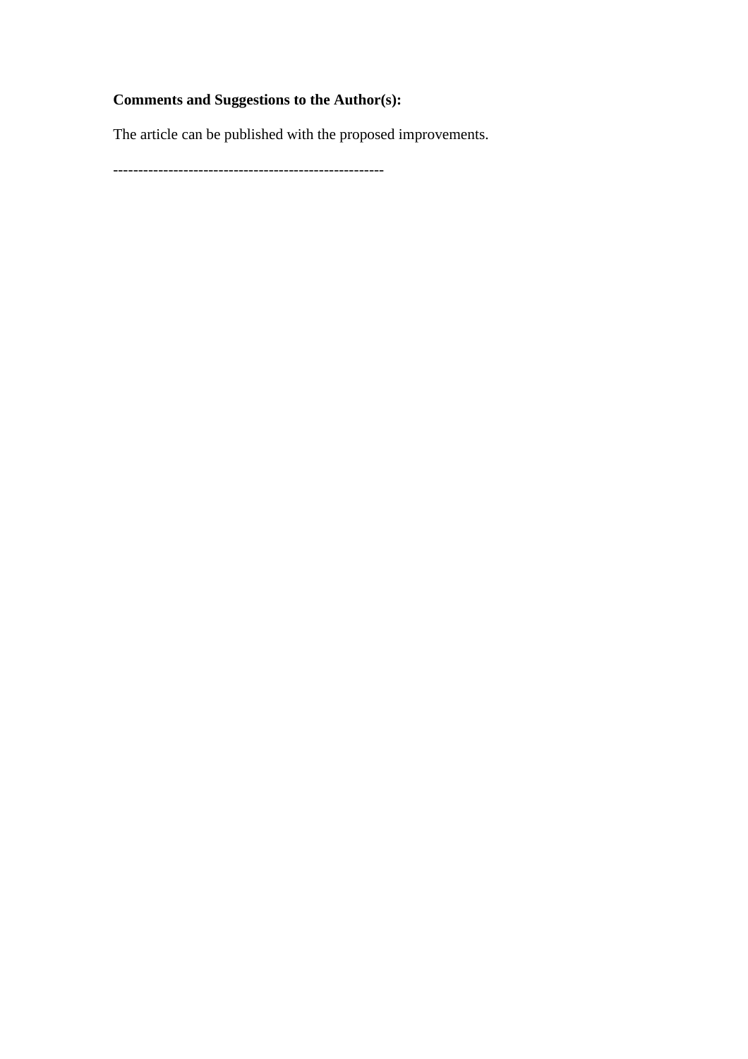**Comments and Suggestions to the Author(s):**

The article can be published with the proposed improvements.

-----------------------------------------------------